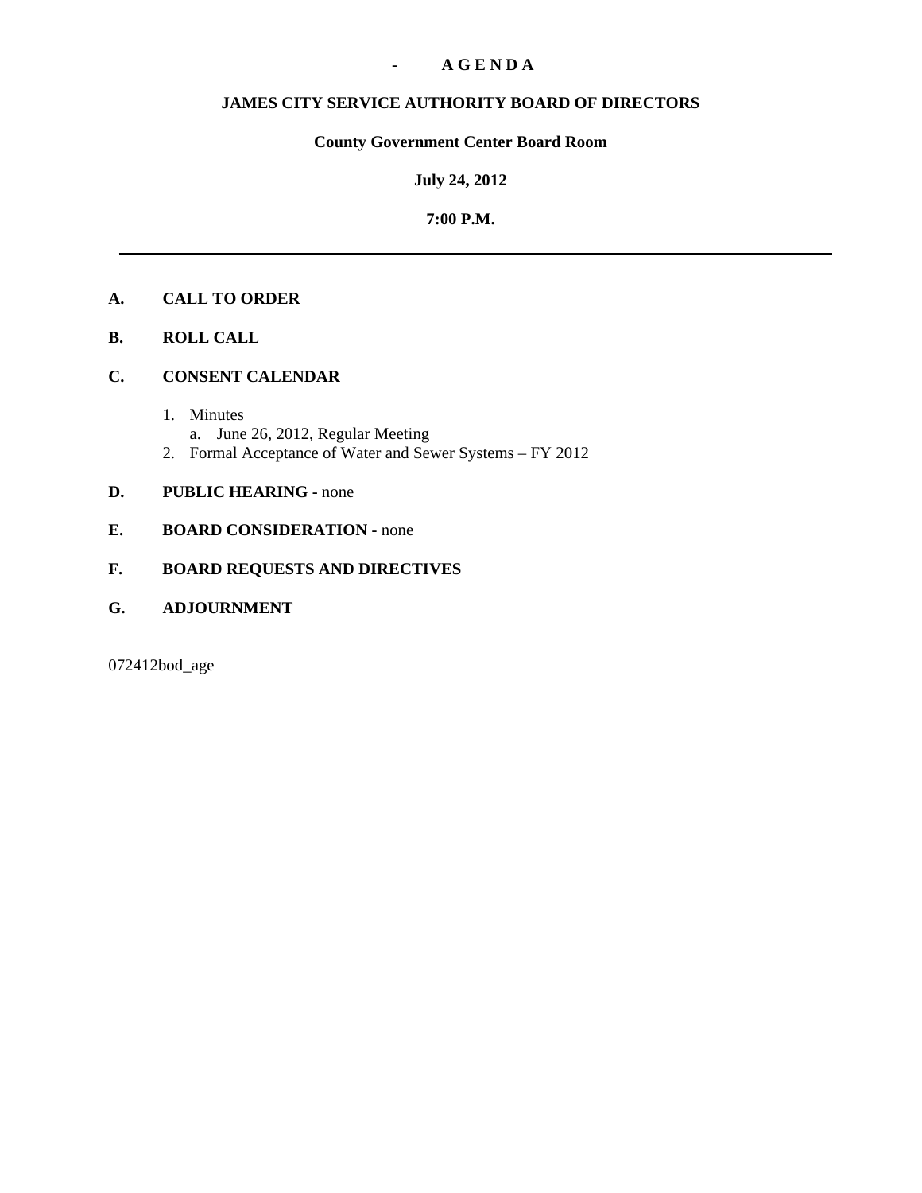**- A G E N D A**

**JAMES CITY SERVICE AUTHORITY BOARD OF DIRECTORS**

**County Government Center Board Room**

**July 24, 2012**

**7:00 P.M.**

---

**A. CALL TO ORDER**

**B. ROLL CALL**

**C. CONSENT CALENDAR**

1. Minutes
   a. June 26, 2012, Regular Meeting
2. Formal Acceptance of Water and Sewer Systems – FY 2012

**D. PUBLIC HEARING -** none

**E. BOARD CONSIDERATION -** none

**F. BOARD REQUESTS AND DIRECTIVES**

**G. ADJOURNMENT**

072412bod_age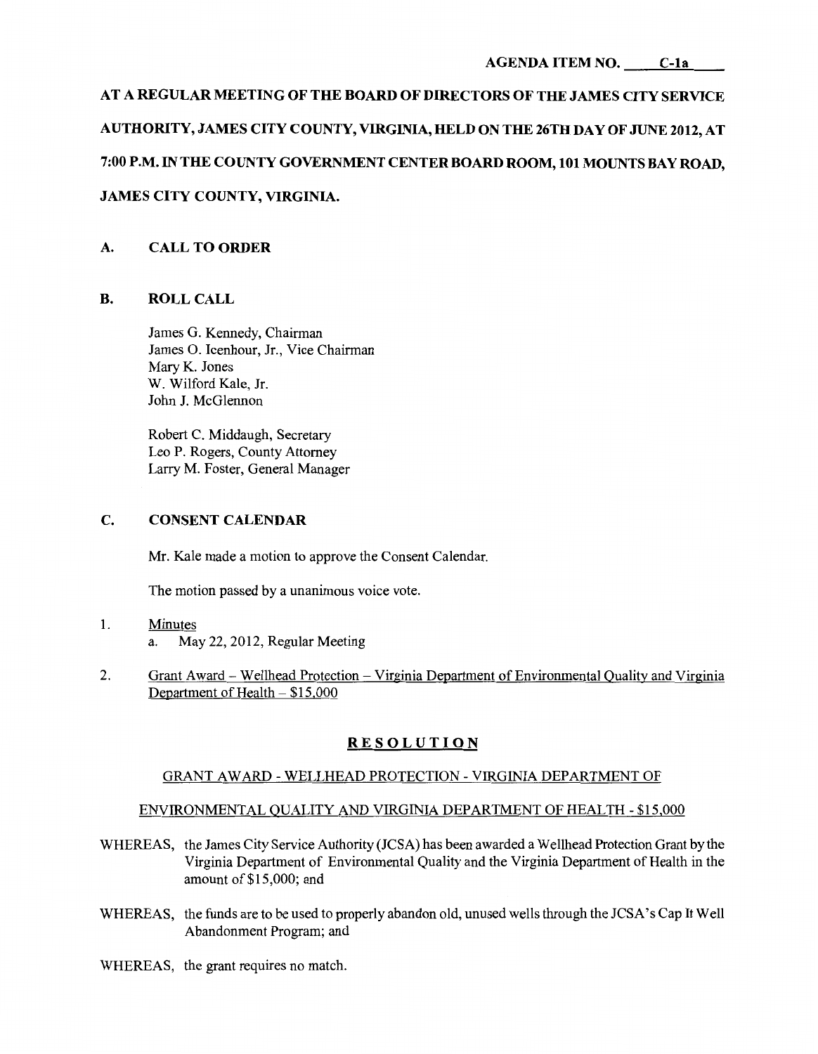AGENDA ITEM NO. C-1a

**AT A REGULAR MEETING OF THE BOARD OF DIRECTORS OF THE JAMES CITY SERVICE AUTHORITY, JAMES CITY COUNTY, VIRGINIA, HELD ON THE 26TH DAY OF JUNE 2012, AT 7:00 P.M. IN THE COUNTY GOVERNMENT CENTER BOARD ROOM, 101 MOUNTS BAY ROAD, JAMES CITY COUNTY, VIRGINIA.**

## A. CALL TO ORDER

## B. ROLL CALL

James G. Kennedy, Chairman
James O. Icenhour, Jr., Vice Chairman
Mary K. Jones
W. Wilford Kale, Jr.
John J. McGlennon

Robert C. Middaugh, Secretary
Leo P. Rogers, County Attorney
Larry M. Foster, General Manager

## C. CONSENT CALENDAR

Mr. Kale made a motion to approve the Consent Calendar.

The motion passed by a unanimous voice vote.

1. Minutes
   a. May 22, 2012, Regular Meeting

2. Grant Award – Wellhead Protection – Virginia Department of Environmental Quality and Virginia Department of Health – $15,000

### RESOLUTION

GRANT AWARD - WELLHEAD PROTECTION - VIRGINIA DEPARTMENT OF ENVIRONMENTAL QUALITY AND VIRGINIA DEPARTMENT OF HEALTH - $15,000

WHEREAS, the James City Service Authority (JCSA) has been awarded a Wellhead Protection Grant by the Virginia Department of Environmental Quality and the Virginia Department of Health in the amount of $15,000; and

WHEREAS, the funds are to be used to properly abandon old, unused wells through the JCSA's Cap It Well Abandonment Program; and

WHEREAS, the grant requires no match.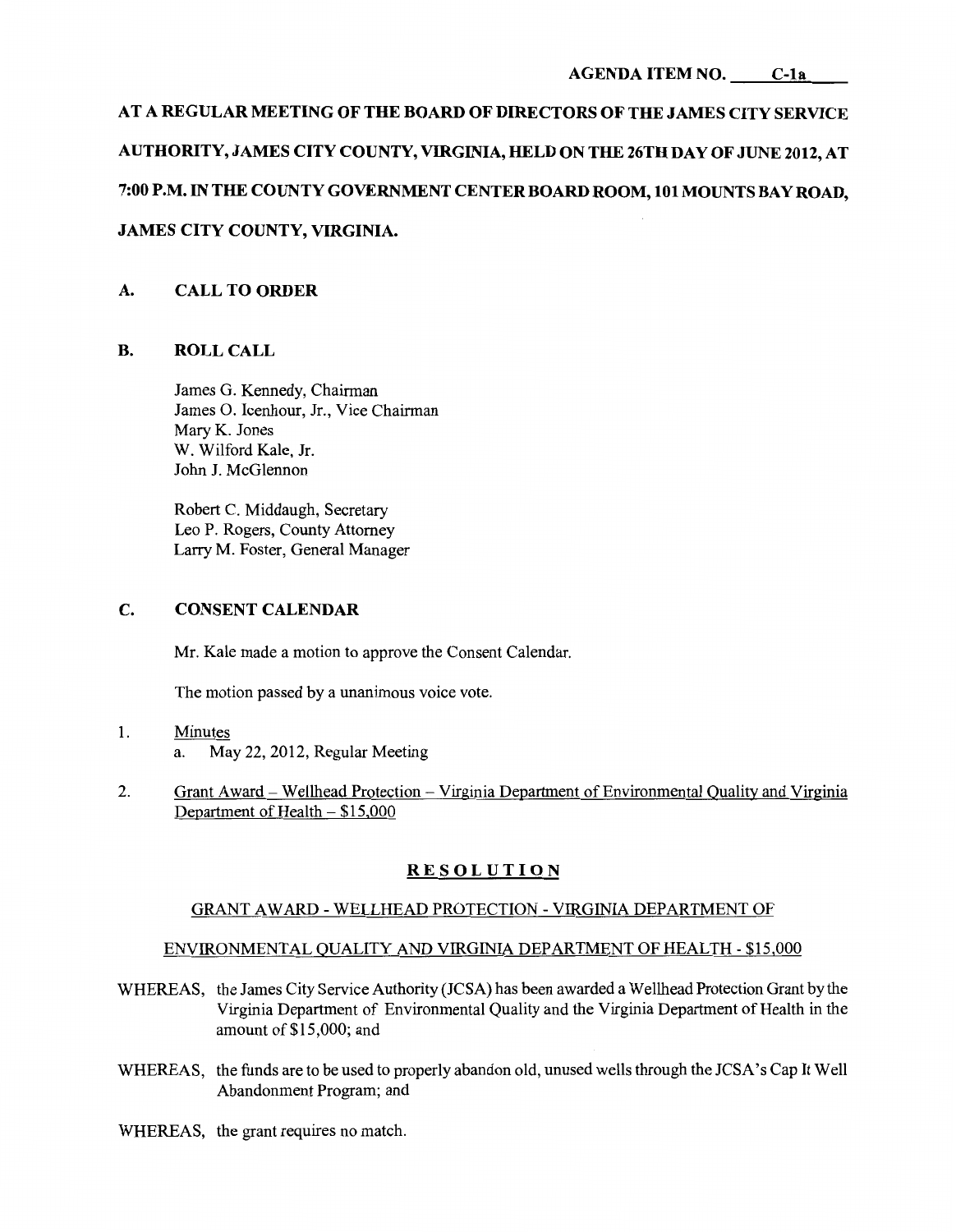AGENDA ITEM NO. C-1a

**AT A REGULAR MEETING OF THE BOARD OF DIRECTORS OF THE JAMES CITY SERVICE AUTHORITY, JAMES CITY COUNTY, VIRGINIA, HELD ON THE 26TH DAY OF JUNE 2012, AT 7:00 P.M. IN THE COUNTY GOVERNMENT CENTER BOARD ROOM, 101 MOUNTS BAY ROAD, JAMES CITY COUNTY, VIRGINIA.**

## A. CALL TO ORDER

## B. ROLL CALL

James G. Kennedy, Chairman
James O. Icenhour, Jr., Vice Chairman
Mary K. Jones
W. Wilford Kale, Jr.
John J. McGlennon

Robert C. Middaugh, Secretary
Leo P. Rogers, County Attorney
Larry M. Foster, General Manager

## C. CONSENT CALENDAR

Mr. Kale made a motion to approve the Consent Calendar.

The motion passed by a unanimous voice vote.

1. Minutes
   a. May 22, 2012, Regular Meeting

2. Grant Award – Wellhead Protection – Virginia Department of Environmental Quality and Virginia Department of Health – $15,000

**RESOLUTION**

GRANT AWARD - WELLHEAD PROTECTION - VIRGINIA DEPARTMENT OF ENVIRONMENTAL QUALITY AND VIRGINIA DEPARTMENT OF HEALTH - $15,000

WHEREAS, the James City Service Authority (JCSA) has been awarded a Wellhead Protection Grant by the Virginia Department of Environmental Quality and the Virginia Department of Health in the amount of $15,000; and

WHEREAS, the funds are to be used to properly abandon old, unused wells through the JCSA's Cap It Well Abandonment Program; and

WHEREAS, the grant requires no match.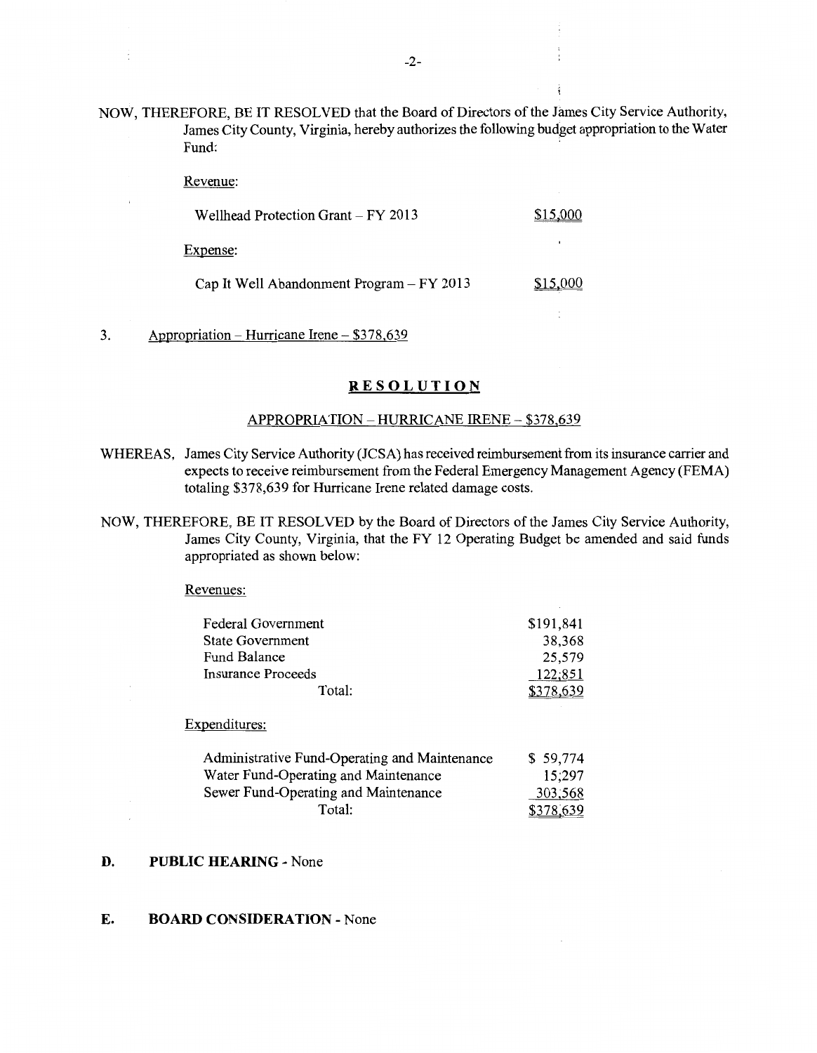NOW, THEREFORE, BE IT RESOLVED that the Board of Directors of the James City Service Authority, James City County, Virginia, hereby authorizes the following budget appropriation to the Water Fund:

Revenue:

| | |
|---|---|
| Wellhead Protection Grant – FY 2013 | $15,000 |

Expense:

| | |
|---|---|
| Cap It Well Abandonment Program – FY 2013 | $15,000 |

3. Appropriation – Hurricane Irene – $378,639

## RESOLUTION

### APPROPRIATION – HURRICANE IRENE – $378,639

WHEREAS, James City Service Authority (JCSA) has received reimbursement from its insurance carrier and expects to receive reimbursement from the Federal Emergency Management Agency (FEMA) totaling $378,639 for Hurricane Irene related damage costs.

NOW, THEREFORE, BE IT RESOLVED by the Board of Directors of the James City Service Authority, James City County, Virginia, that the FY 12 Operating Budget be amended and said funds appropriated as shown below:

Revenues:

| | |
|---|---|
| Federal Government | $191,841 |
| State Government | 38,368 |
| Fund Balance | 25,579 |
| Insurance Proceeds | 122,851 |
| Total: | $378,639 |

Expenditures:

| | |
|---|---|
| Administrative Fund-Operating and Maintenance | $ 59,774 |
| Water Fund-Operating and Maintenance | 15,297 |
| Sewer Fund-Operating and Maintenance | 303,568 |
| Total: | $378,639 |

**D. PUBLIC HEARING** - None

**E. BOARD CONSIDERATION** - None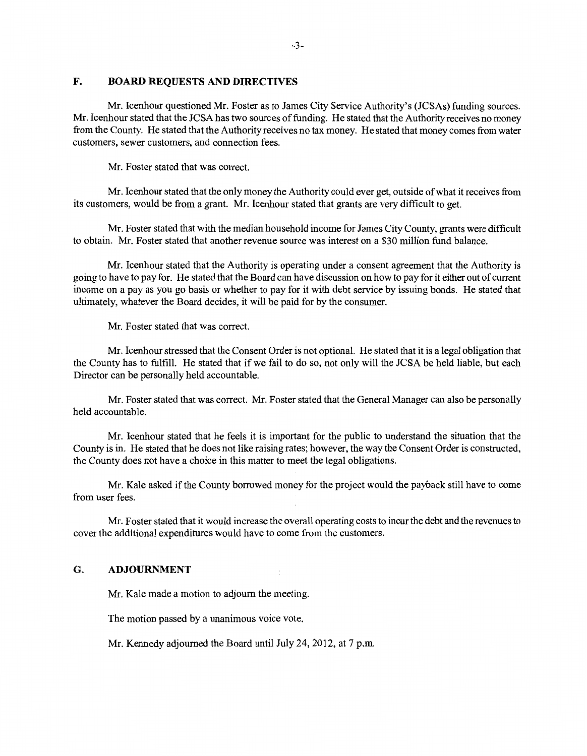## F. BOARD REQUESTS AND DIRECTIVES

Mr. Icenhour questioned Mr. Foster as to James City Service Authority's (JCSAs) funding sources. Mr. Icenhour stated that the JCSA has two sources of funding. He stated that the Authority receives no money from the County. He stated that the Authority receives no tax money. He stated that money comes from water customers, sewer customers, and connection fees.

Mr. Foster stated that was correct.

Mr. Icenhour stated that the only money the Authority could ever get, outside of what it receives from its customers, would be from a grant. Mr. Icenhour stated that grants are very difficult to get.

Mr. Foster stated that with the median household income for James City County, grants were difficult to obtain. Mr. Foster stated that another revenue source was interest on a $30 million fund balance.

Mr. Icenhour stated that the Authority is operating under a consent agreement that the Authority is going to have to pay for. He stated that the Board can have discussion on how to pay for it either out of current income on a pay as you go basis or whether to pay for it with debt service by issuing bonds. He stated that ultimately, whatever the Board decides, it will be paid for by the consumer.

Mr. Foster stated that was correct.

Mr. Icenhour stressed that the Consent Order is not optional. He stated that it is a legal obligation that the County has to fulfill. He stated that if we fail to do so, not only will the JCSA be held liable, but each Director can be personally held accountable.

Mr. Foster stated that was correct. Mr. Foster stated that the General Manager can also be personally held accountable.

Mr. Icenhour stated that he feels it is important for the public to understand the situation that the County is in. He stated that he does not like raising rates; however, the way the Consent Order is constructed, the County does not have a choice in this matter to meet the legal obligations.

Mr. Kale asked if the County borrowed money for the project would the payback still have to come from user fees.

Mr. Foster stated that it would increase the overall operating costs to incur the debt and the revenues to cover the additional expenditures would have to come from the customers.

## G. ADJOURNMENT

Mr. Kale made a motion to adjourn the meeting.

The motion passed by a unanimous voice vote.

Mr. Kennedy adjourned the Board until July 24, 2012, at 7 p.m.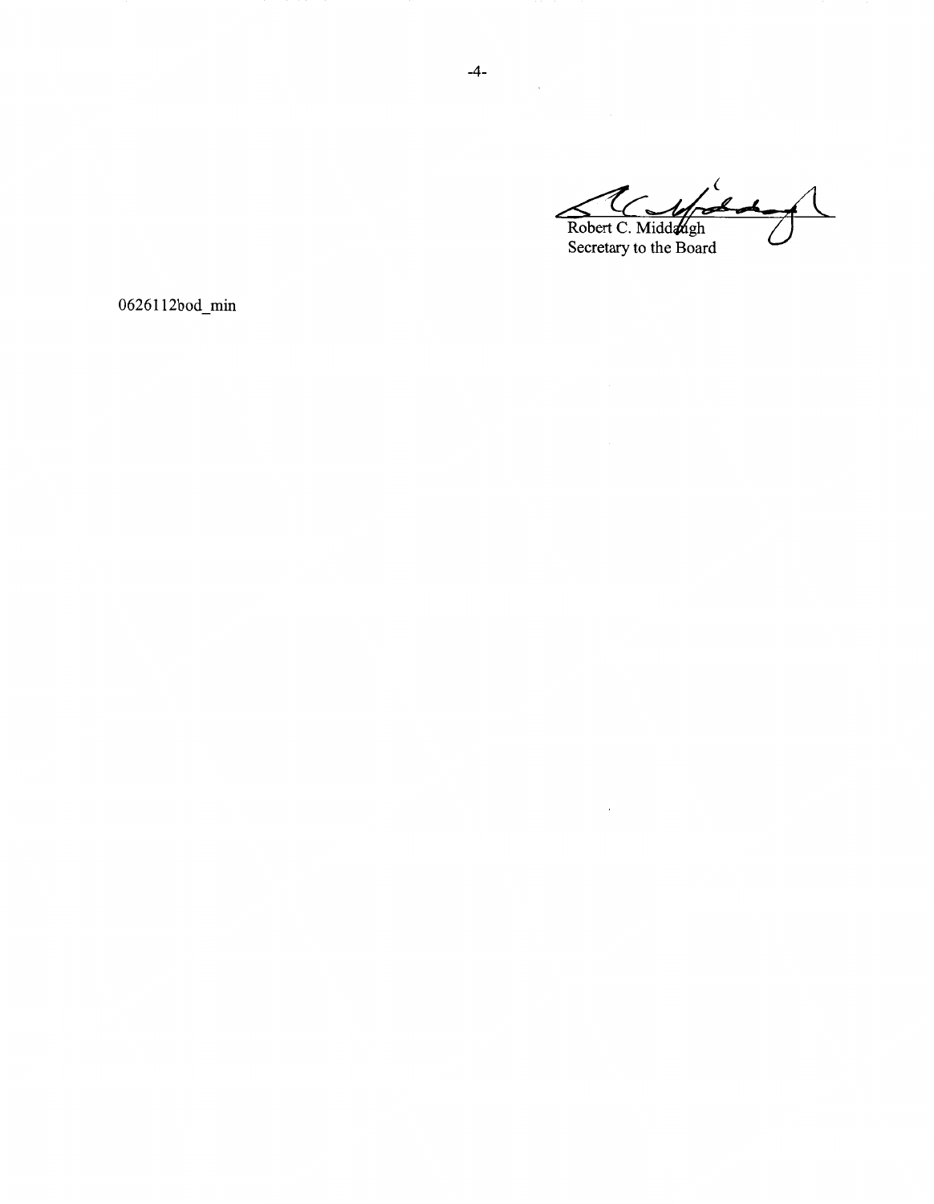Robert C. Middaugh
Secretary to the Board

062611​2bod_min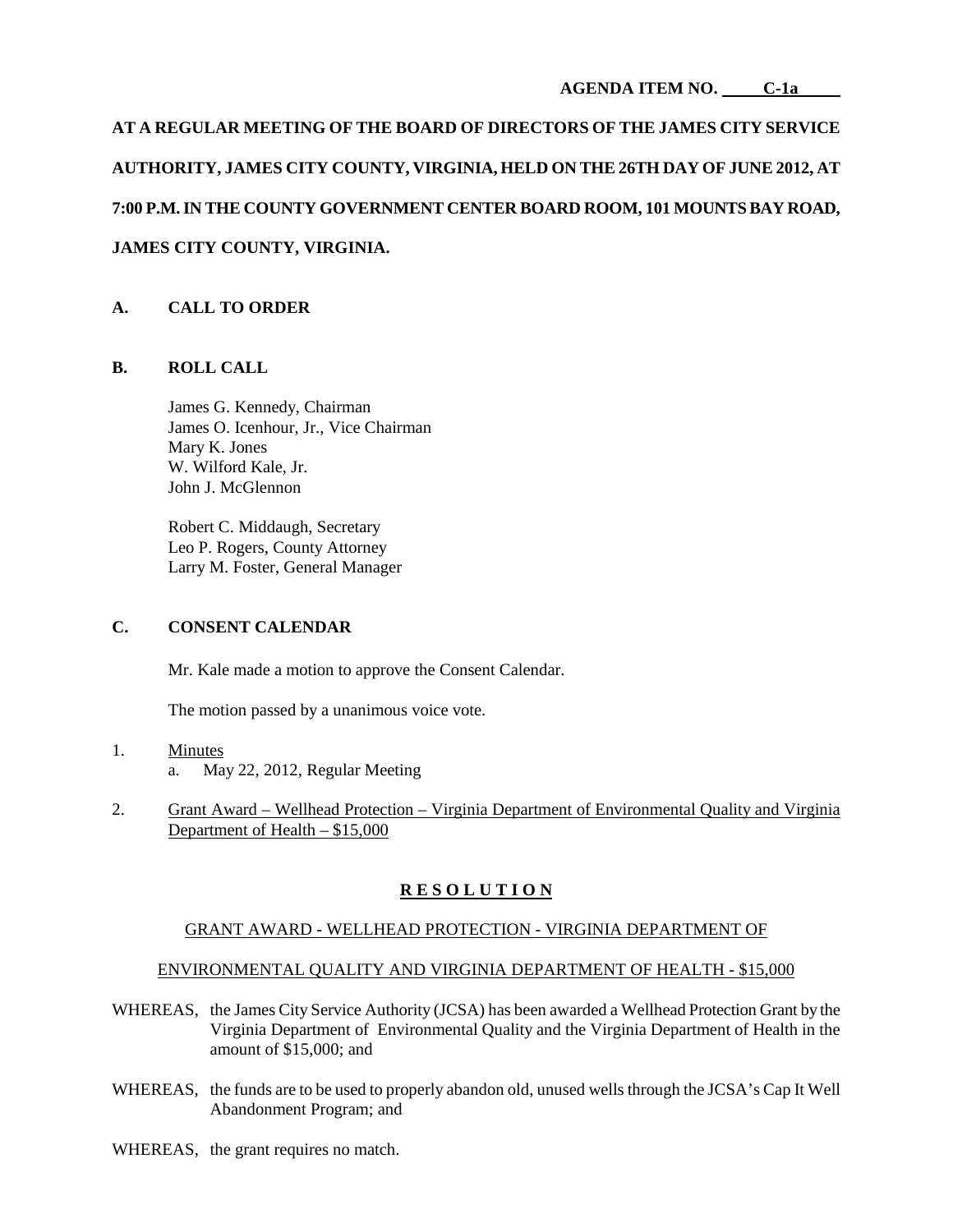AGENDA ITEM NO. C-1a

**AT A REGULAR MEETING OF THE BOARD OF DIRECTORS OF THE JAMES CITY SERVICE AUTHORITY, JAMES CITY COUNTY, VIRGINIA, HELD ON THE 26TH DAY OF JUNE 2012, AT 7:00 P.M. IN THE COUNTY GOVERNMENT CENTER BOARD ROOM, 101 MOUNTS BAY ROAD, JAMES CITY COUNTY, VIRGINIA.**

## A. CALL TO ORDER

## B. ROLL CALL

James G. Kennedy, Chairman
James O. Icenhour, Jr., Vice Chairman
Mary K. Jones
W. Wilford Kale, Jr.
John J. McGlennon

Robert C. Middaugh, Secretary
Leo P. Rogers, County Attorney
Larry M. Foster, General Manager

## C. CONSENT CALENDAR

Mr. Kale made a motion to approve the Consent Calendar.

The motion passed by a unanimous voice vote.

1. Minutes
   a. May 22, 2012, Regular Meeting

2. Grant Award – Wellhead Protection – Virginia Department of Environmental Quality and Virginia Department of Health – $15,000

**R E S O L U T I O N**

GRANT AWARD - WELLHEAD PROTECTION - VIRGINIA DEPARTMENT OF ENVIRONMENTAL QUALITY AND VIRGINIA DEPARTMENT OF HEALTH - $15,000

WHEREAS, the James City Service Authority (JCSA) has been awarded a Wellhead Protection Grant by the Virginia Department of Environmental Quality and the Virginia Department of Health in the amount of $15,000; and

WHEREAS, the funds are to be used to properly abandon old, unused wells through the JCSA's Cap It Well Abandonment Program; and

WHEREAS, the grant requires no match.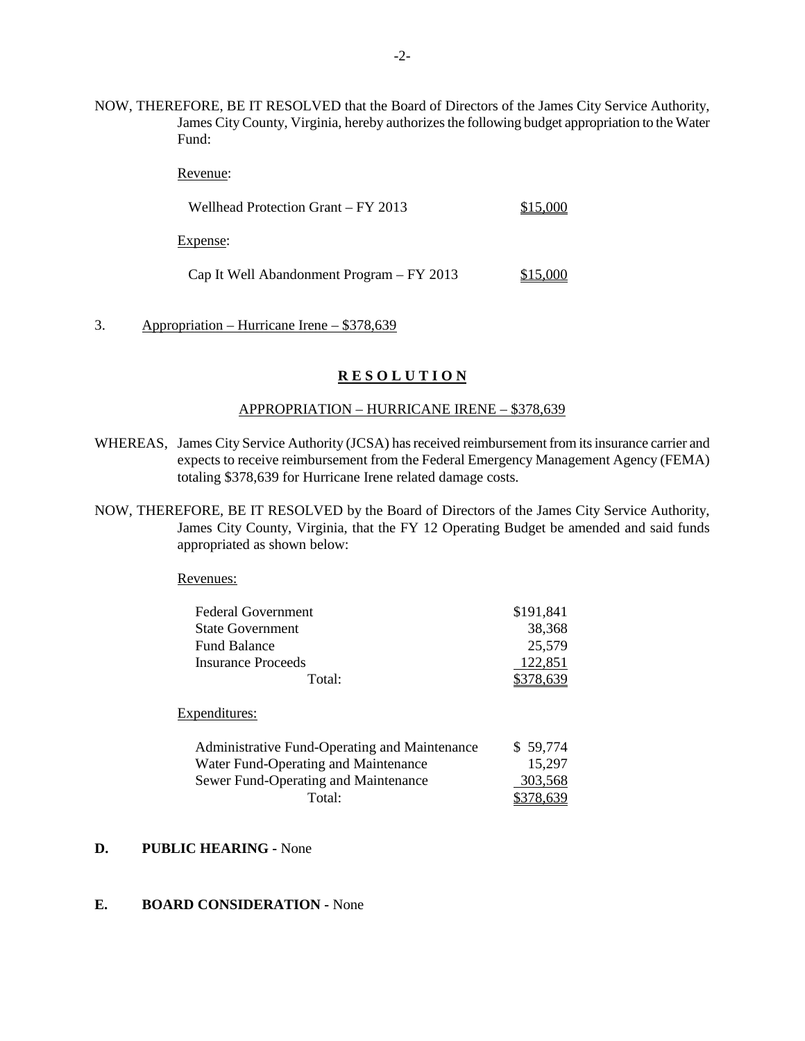NOW, THEREFORE, BE IT RESOLVED that the Board of Directors of the James City Service Authority, James City County, Virginia, hereby authorizes the following budget appropriation to the Water Fund:

Revenue:

| | |
|---|---|
| Wellhead Protection Grant – FY 2013 | $15,000 |

Expense:

| | |
|---|---|
| Cap It Well Abandonment Program – FY 2013 | $15,000 |

3. Appropriation – Hurricane Irene – $378,639

**R E S O L U T I O N**

APPROPRIATION – HURRICANE IRENE – $378,639

WHEREAS, James City Service Authority (JCSA) has received reimbursement from its insurance carrier and expects to receive reimbursement from the Federal Emergency Management Agency (FEMA) totaling $378,639 for Hurricane Irene related damage costs.

NOW, THEREFORE, BE IT RESOLVED by the Board of Directors of the James City Service Authority, James City County, Virginia, that the FY 12 Operating Budget be amended and said funds appropriated as shown below:

Revenues:

| | |
|---|---|
| Federal Government | $191,841 |
| State Government | 38,368 |
| Fund Balance | 25,579 |
| Insurance Proceeds | 122,851 |
| Total: | $378,639 |

Expenditures:

| | |
|---|---|
| Administrative Fund-Operating and Maintenance | $ 59,774 |
| Water Fund-Operating and Maintenance | 15,297 |
| Sewer Fund-Operating and Maintenance | 303,568 |
| Total: | $378,639 |

**D. PUBLIC HEARING -** None

**E. BOARD CONSIDERATION -** None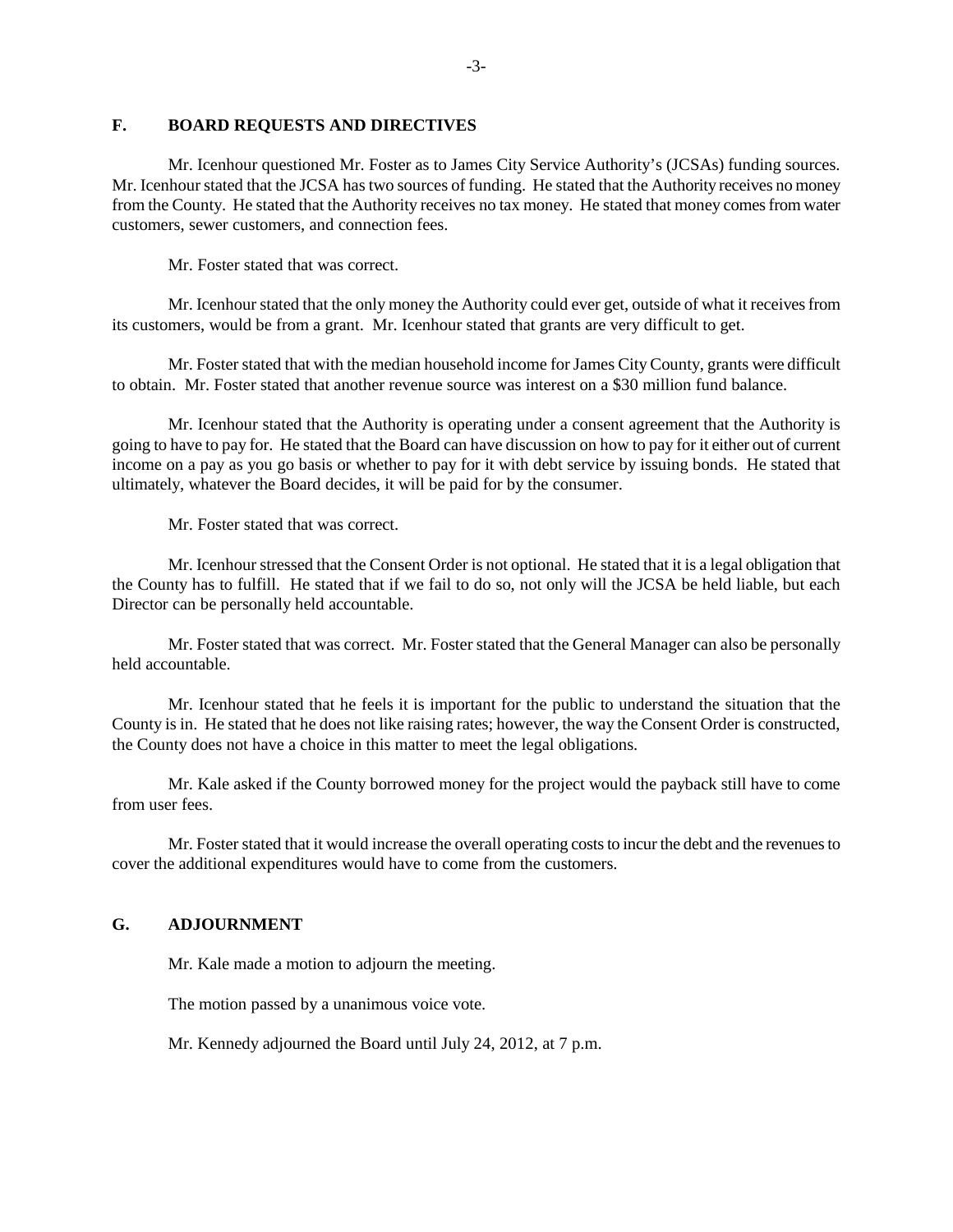## F. BOARD REQUESTS AND DIRECTIVES

Mr. Icenhour questioned Mr. Foster as to James City Service Authority's (JCSAs) funding sources. Mr. Icenhour stated that the JCSA has two sources of funding. He stated that the Authority receives no money from the County. He stated that the Authority receives no tax money. He stated that money comes from water customers, sewer customers, and connection fees.

Mr. Foster stated that was correct.

Mr. Icenhour stated that the only money the Authority could ever get, outside of what it receives from its customers, would be from a grant. Mr. Icenhour stated that grants are very difficult to get.

Mr. Foster stated that with the median household income for James City County, grants were difficult to obtain. Mr. Foster stated that another revenue source was interest on a $30 million fund balance.

Mr. Icenhour stated that the Authority is operating under a consent agreement that the Authority is going to have to pay for. He stated that the Board can have discussion on how to pay for it either out of current income on a pay as you go basis or whether to pay for it with debt service by issuing bonds. He stated that ultimately, whatever the Board decides, it will be paid for by the consumer.

Mr. Foster stated that was correct.

Mr. Icenhour stressed that the Consent Order is not optional. He stated that it is a legal obligation that the County has to fulfill. He stated that if we fail to do so, not only will the JCSA be held liable, but each Director can be personally held accountable.

Mr. Foster stated that was correct. Mr. Foster stated that the General Manager can also be personally held accountable.

Mr. Icenhour stated that he feels it is important for the public to understand the situation that the County is in. He stated that he does not like raising rates; however, the way the Consent Order is constructed, the County does not have a choice in this matter to meet the legal obligations.

Mr. Kale asked if the County borrowed money for the project would the payback still have to come from user fees.

Mr. Foster stated that it would increase the overall operating costs to incur the debt and the revenues to cover the additional expenditures would have to come from the customers.

## G. ADJOURNMENT

Mr. Kale made a motion to adjourn the meeting.

The motion passed by a unanimous voice vote.

Mr. Kennedy adjourned the Board until July 24, 2012, at 7 p.m.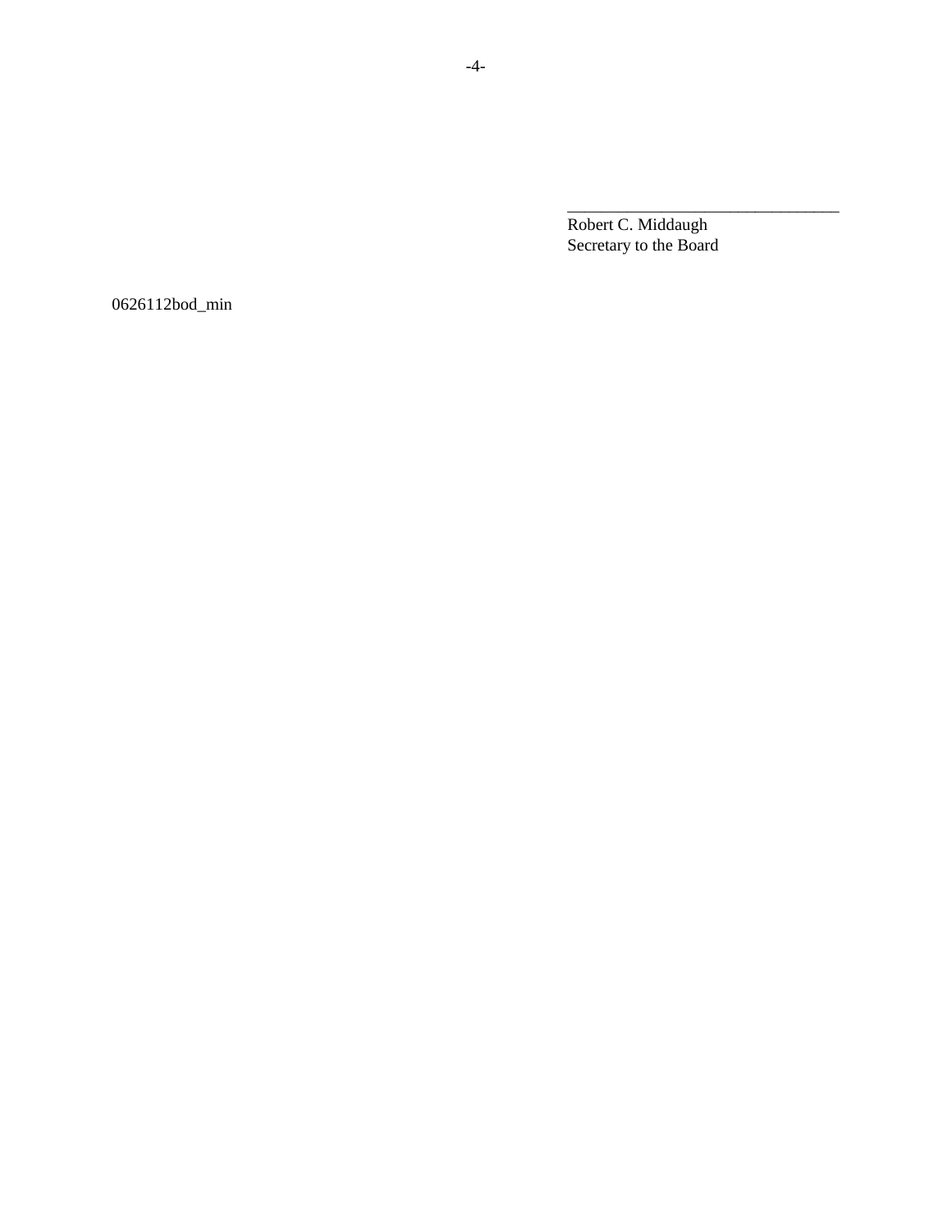\_\_\_\_\_\_\_\_\_\_\_\_\_\_\_\_\_\_\_\_\_\_\_\_\_\_\_\_\_\_\_\_

Robert C. Middaugh
Secretary to the Board

0626112bod_min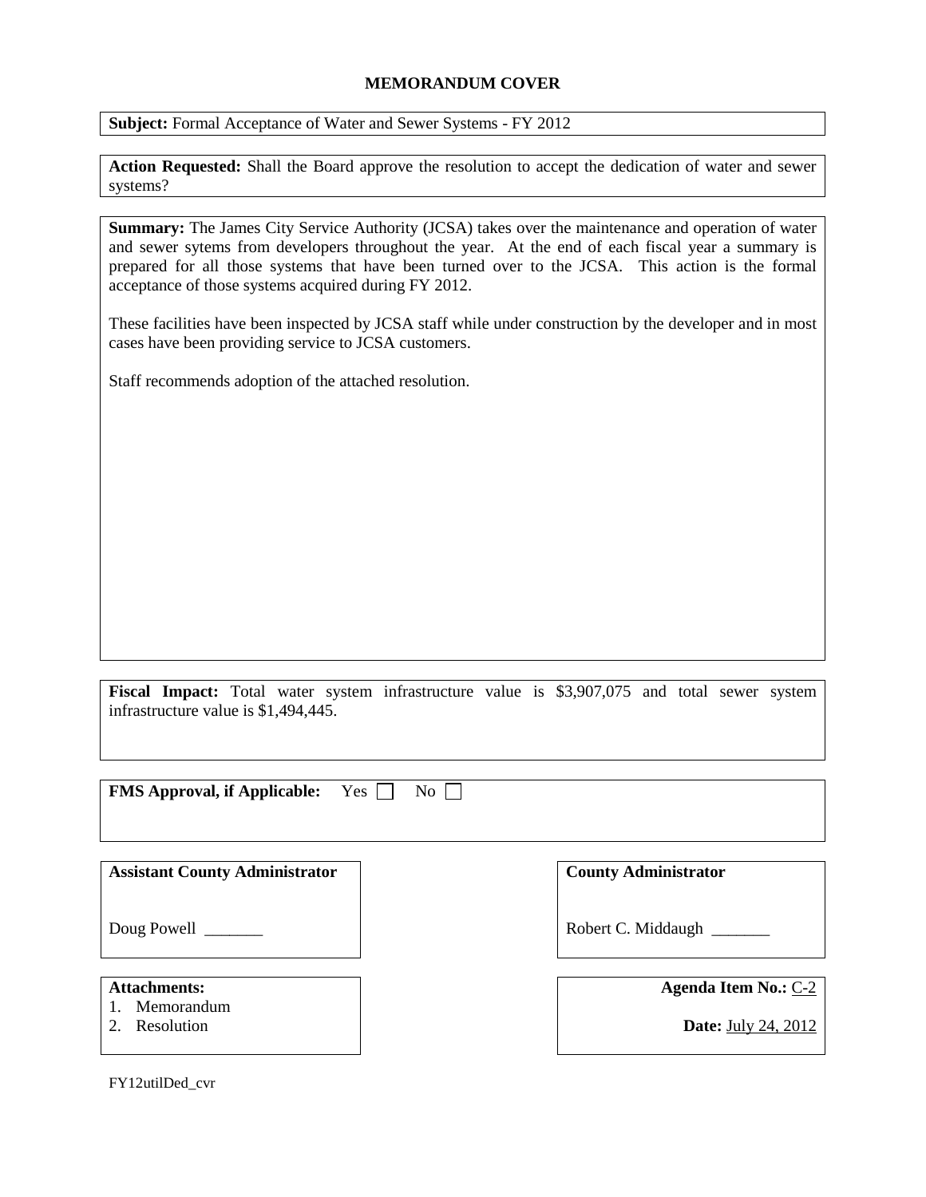## MEMORANDUM COVER

**Subject:** Formal Acceptance of Water and Sewer Systems - FY 2012

**Action Requested:** Shall the Board approve the resolution to accept the dedication of water and sewer systems?

**Summary:** The James City Service Authority (JCSA) takes over the maintenance and operation of water and sewer sytems from developers throughout the year. At the end of each fiscal year a summary is prepared for all those systems that have been turned over to the JCSA. This action is the formal acceptance of those systems acquired during FY 2012.

These facilities have been inspected by JCSA staff while under construction by the developer and in most cases have been providing service to JCSA customers.

Staff recommends adoption of the attached resolution.

**Fiscal Impact:** Total water system infrastructure value is $3,907,075 and total sewer system infrastructure value is $1,494,445.

**FMS Approval, if Applicable:** Yes ☐ No ☐

**Assistant County Administrator**

Doug Powell _______

**County Administrator**

Robert C. Middaugh _______

**Attachments:**
1. Memorandum
2. Resolution

**Agenda Item No.:** C-2

**Date:** July 24, 2012

FY12utilDed_cvr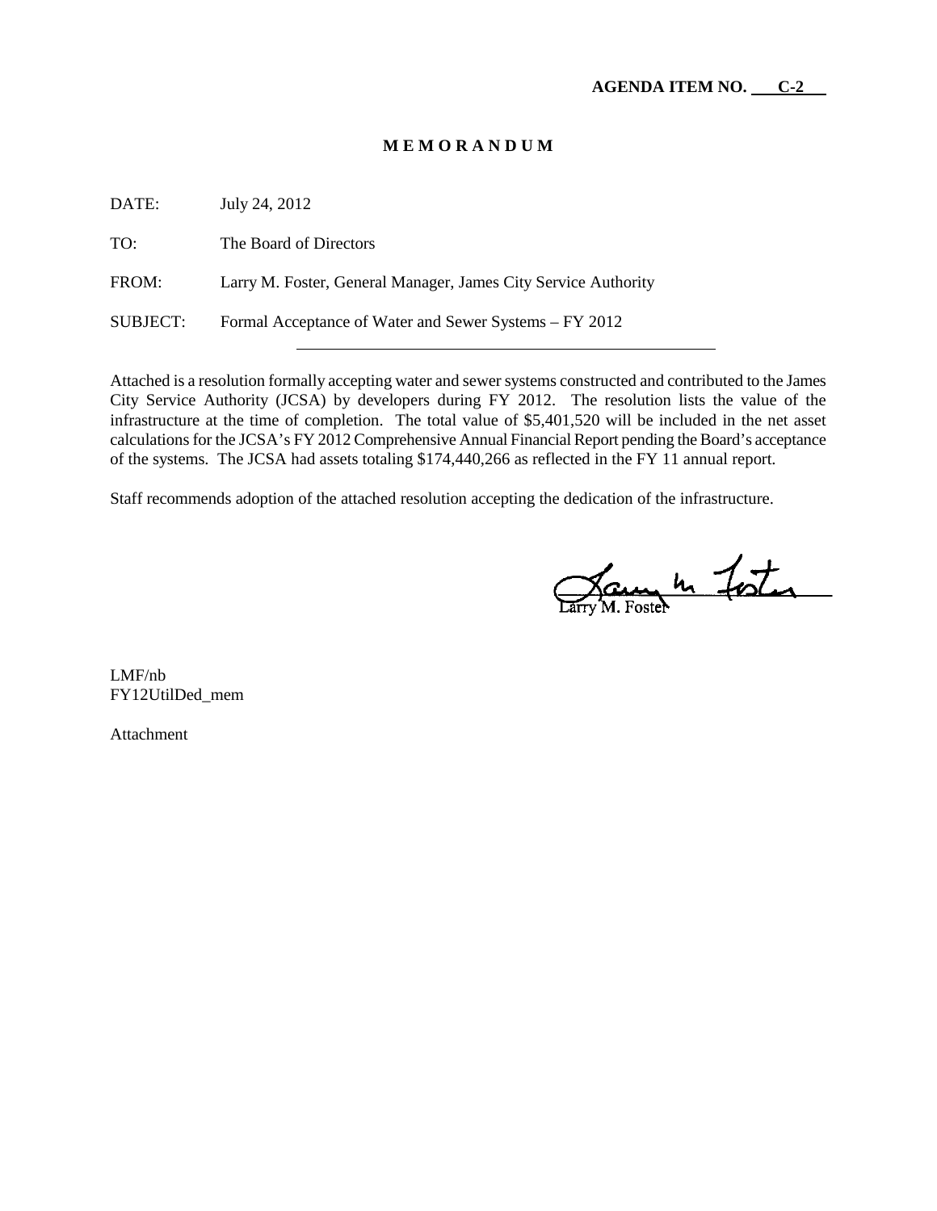**AGENDA ITEM NO. C-2**

**M E M O R A N D U M**

DATE: July 24, 2012

TO: The Board of Directors

FROM: Larry M. Foster, General Manager, James City Service Authority

SUBJECT: Formal Acceptance of Water and Sewer Systems – FY 2012

---

Attached is a resolution formally accepting water and sewer systems constructed and contributed to the James City Service Authority (JCSA) by developers during FY 2012. The resolution lists the value of the infrastructure at the time of completion. The total value of $5,401,520 will be included in the net asset calculations for the JCSA's FY 2012 Comprehensive Annual Financial Report pending the Board's acceptance of the systems. The JCSA had assets totaling $174,440,266 as reflected in the FY 11 annual report.

Staff recommends adoption of the attached resolution accepting the dedication of the infrastructure.

Larry M. Foster

LMF/nb
FY12UtilDed_mem

Attachment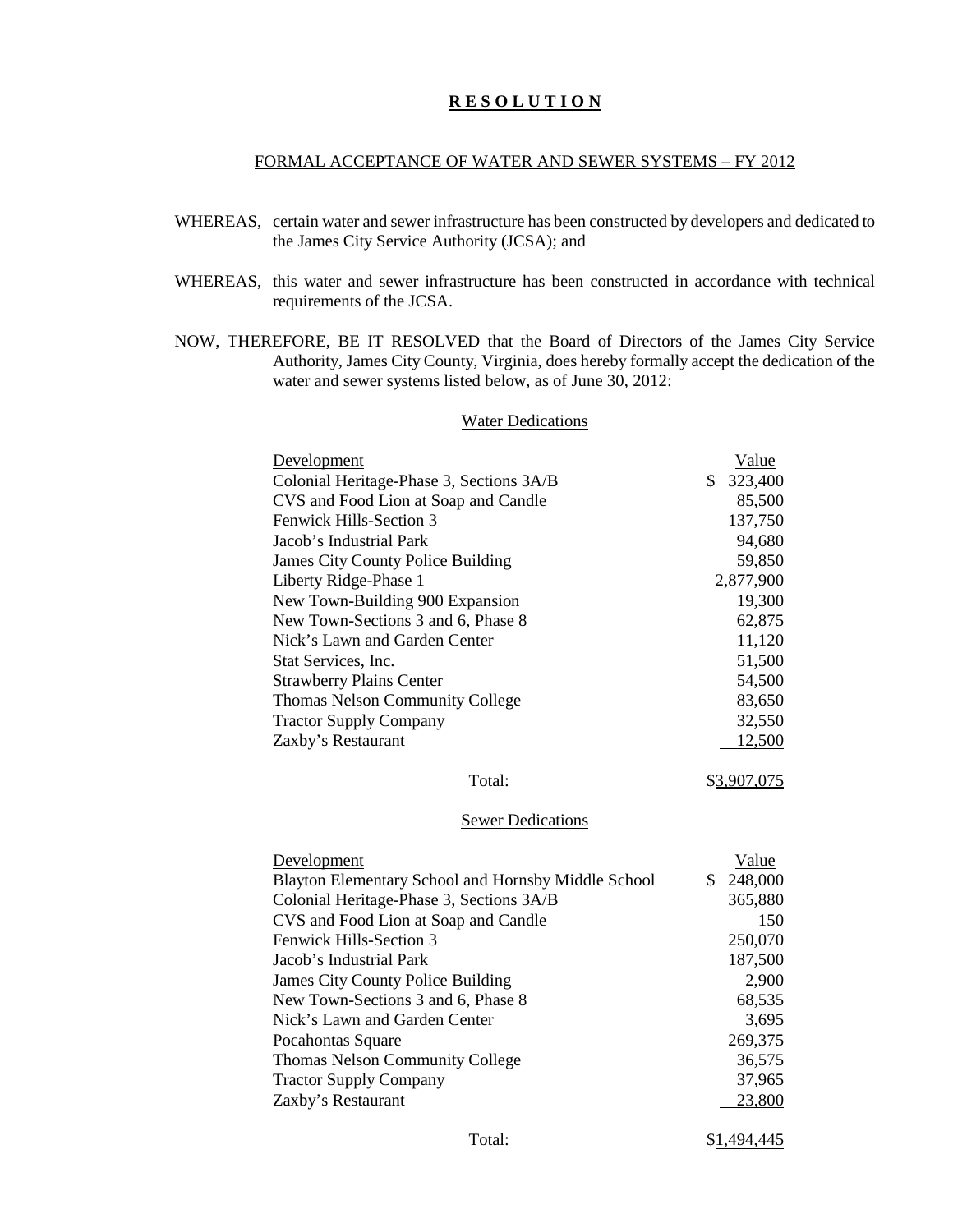# **R E S O L U T I O N**

FORMAL ACCEPTANCE OF WATER AND SEWER SYSTEMS – FY 2012

WHEREAS, certain water and sewer infrastructure has been constructed by developers and dedicated to the James City Service Authority (JCSA); and

WHEREAS, this water and sewer infrastructure has been constructed in accordance with technical requirements of the JCSA.

NOW, THEREFORE, BE IT RESOLVED that the Board of Directors of the James City Service Authority, James City County, Virginia, does hereby formally accept the dedication of the water and sewer systems listed below, as of June 30, 2012:

Water Dedications

| Development | Value |
|---|---|
| Colonial Heritage-Phase 3, Sections 3A/B | $ 323,400 |
| CVS and Food Lion at Soap and Candle | 85,500 |
| Fenwick Hills-Section 3 | 137,750 |
| Jacob's Industrial Park | 94,680 |
| James City County Police Building | 59,850 |
| Liberty Ridge-Phase 1 | 2,877,900 |
| New Town-Building 900 Expansion | 19,300 |
| New Town-Sections 3 and 6, Phase 8 | 62,875 |
| Nick's Lawn and Garden Center | 11,120 |
| Stat Services, Inc. | 51,500 |
| Strawberry Plains Center | 54,500 |
| Thomas Nelson Community College | 83,650 |
| Tractor Supply Company | 32,550 |
| Zaxby's Restaurant | 12,500 |
| Total: | $3,907,075 |

Sewer Dedications

| Development | Value |
|---|---|
| Blayton Elementary School and Hornsby Middle School | $ 248,000 |
| Colonial Heritage-Phase 3, Sections 3A/B | 365,880 |
| CVS and Food Lion at Soap and Candle | 150 |
| Fenwick Hills-Section 3 | 250,070 |
| Jacob's Industrial Park | 187,500 |
| James City County Police Building | 2,900 |
| New Town-Sections 3 and 6, Phase 8 | 68,535 |
| Nick's Lawn and Garden Center | 3,695 |
| Pocahontas Square | 269,375 |
| Thomas Nelson Community College | 36,575 |
| Tractor Supply Company | 37,965 |
| Zaxby's Restaurant | 23,800 |
| Total: | $1,494,445 |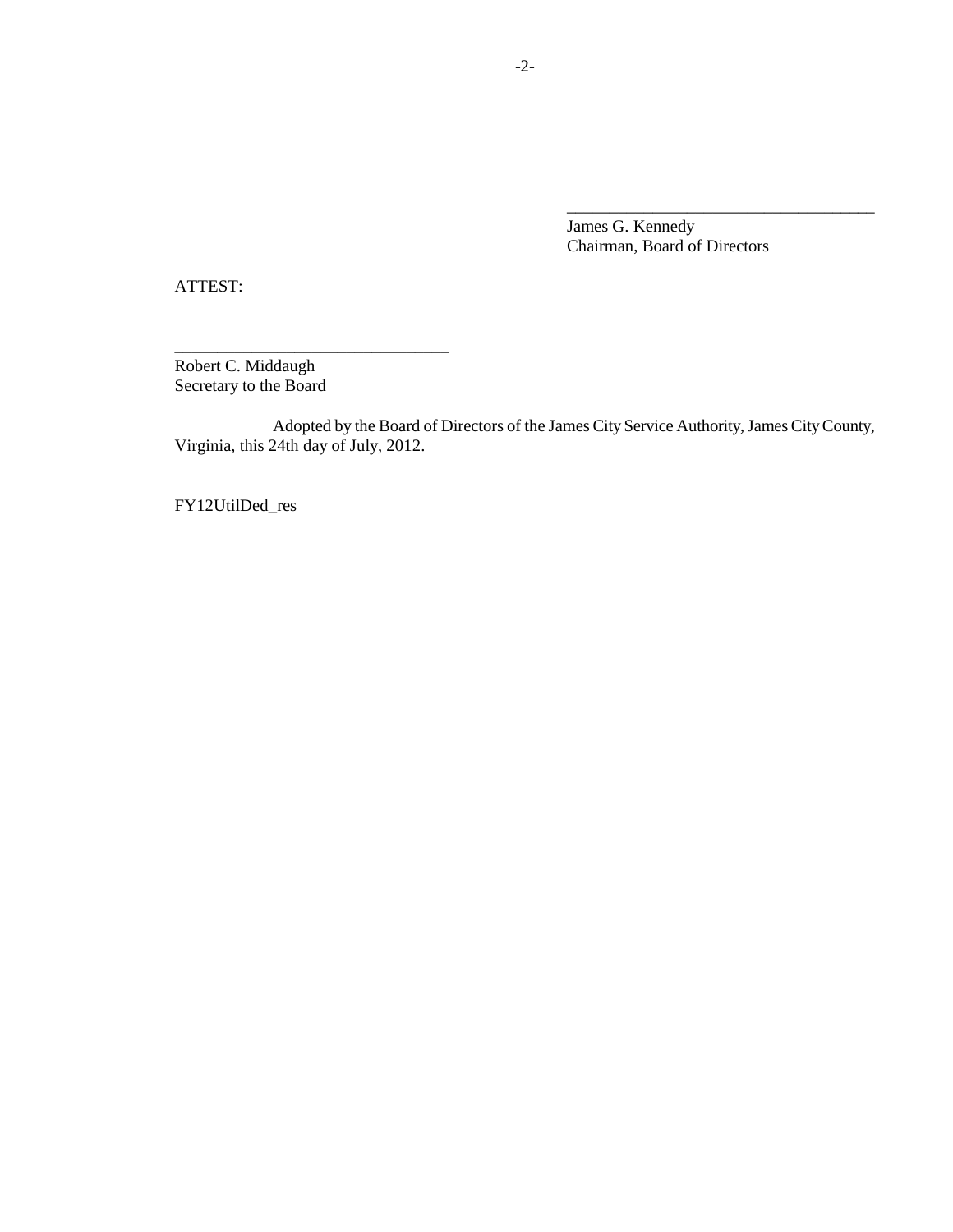\_\_\_\_\_\_\_\_\_\_\_\_\_\_\_\_\_\_\_\_\_\_\_\_\_\_\_\_\_\_\_\_\_\_\_\_

James G. Kennedy
Chairman, Board of Directors

ATTEST:

\_\_\_\_\_\_\_\_\_\_\_\_\_\_\_\_\_\_\_\_\_\_\_\_\_\_\_\_\_\_\_\_

Robert C. Middaugh
Secretary to the Board

Adopted by the Board of Directors of the James City Service Authority, James City County, Virginia, this 24th day of July, 2012.

FY12UtilDed_res